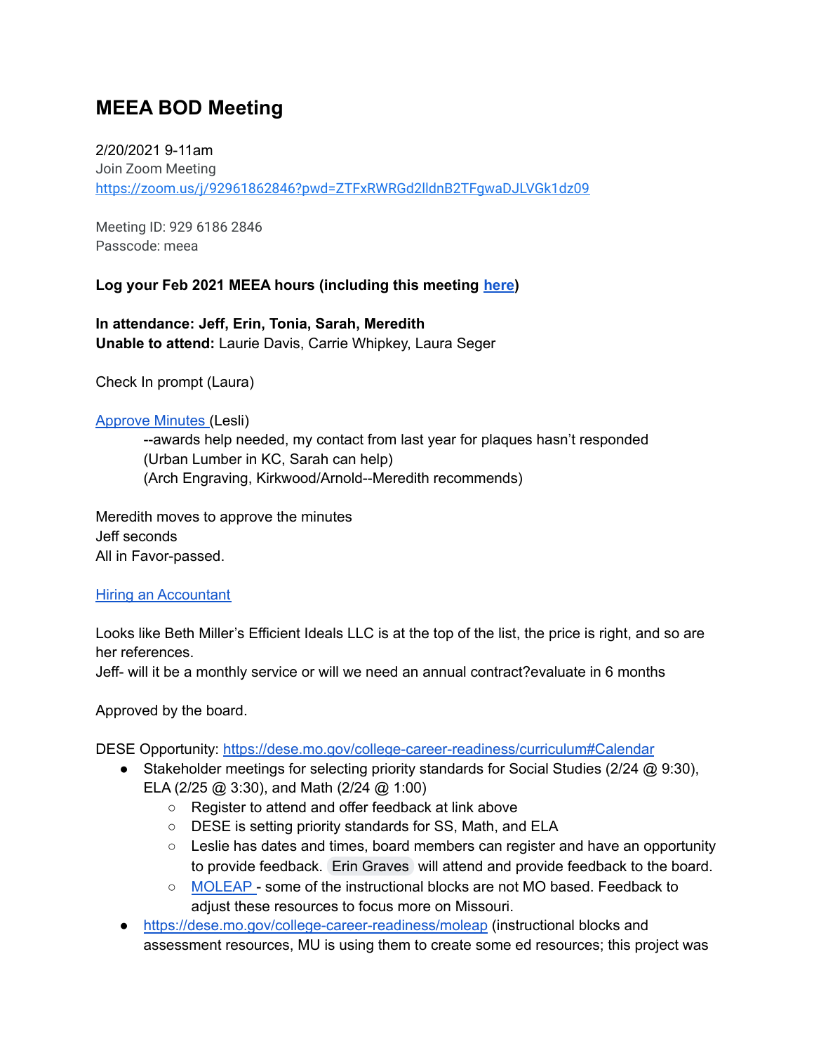# MEEA BOD Meeting

2/20/2021 9-11am
Join Zoom Meeting
[https://zoom.us/j/92961862846?pwd=ZTFxRWRGd2lldnB2TFgwaDJLVGk1dz09](https://zoom.us/j/92961862846?pwd=ZTFxRWRGd2lldnB2TFgwaDJLVGk1dz09)

Meeting ID: 929 6186 2846
Passcode: meea

**Log your Feb 2021 MEEA hours (including this meeting [here](#))**

**In attendance: Jeff, Erin, Tonia, Sarah, Meredith**
**Unable to attend:** Laurie Davis, Carrie Whipkey, Laura Seger

Check In prompt (Laura)

[Approve Minutes](#) (Lesli)

> --awards help needed, my contact from last year for plaques hasn't responded
> (Urban Lumber in KC, Sarah can help)
> (Arch Engraving, Kirkwood/Arnold--Meredith recommends)

Meredith moves to approve the minutes
Jeff seconds
All in Favor-passed.

[Hiring an Accountant](#)

Looks like Beth Miller's Efficient Ideals LLC is at the top of the list, the price is right, and so are her references.
Jeff- will it be a monthly service or will we need an annual contract?evaluate in 6 months

Approved by the board.

DESE Opportunity: [https://dese.mo.gov/college-career-readiness/curriculum#Calendar](https://dese.mo.gov/college-career-readiness/curriculum#Calendar)

- Stakeholder meetings for selecting priority standards for Social Studies (2/24 @ 9:30), ELA (2/25 @ 3:30), and Math (2/24 @ 1:00)
  - Register to attend and offer feedback at link above
  - DESE is setting priority standards for SS, Math, and ELA
  - Leslie has dates and times, board members can register and have an opportunity to provide feedback. Erin Graves will attend and provide feedback to the board.
  - [MOLEAP](#) - some of the instructional blocks are not MO based. Feedback to adjust these resources to focus more on Missouri.
- [https://dese.mo.gov/college-career-readiness/moleap](https://dese.mo.gov/college-career-readiness/moleap) (instructional blocks and assessment resources, MU is using them to create some ed resources; this project was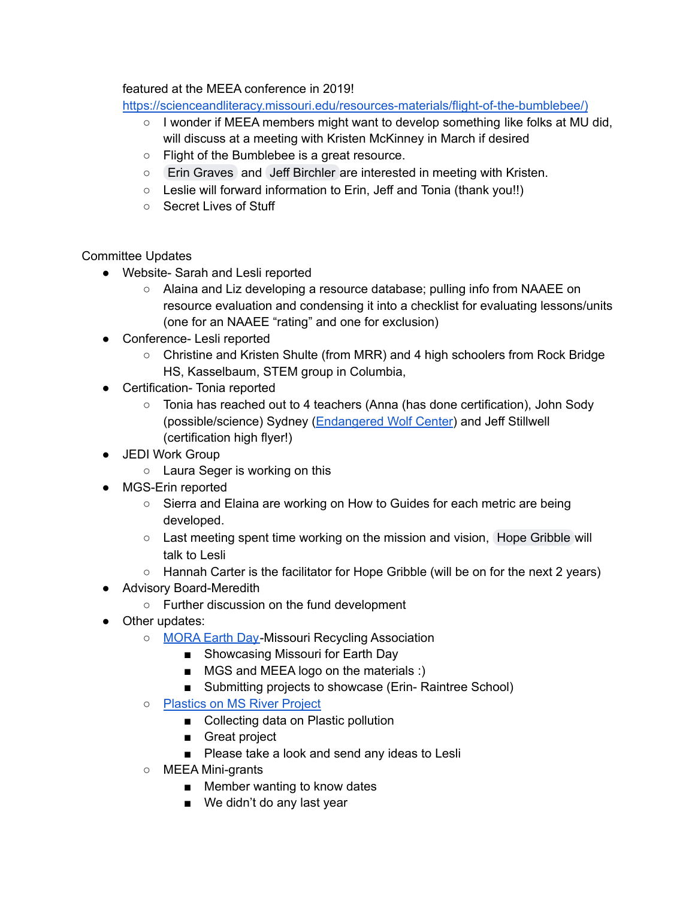featured at the MEEA conference in 2019!
[https://scienceandliteracy.missouri.edu/resources-materials/flight-of-the-bumblebee/)](https://scienceandliteracy.missouri.edu/resources-materials/flight-of-the-bumblebee/)

- I wonder if MEEA members might want to develop something like folks at MU did, will discuss at a meeting with Kristen McKinney in March if desired
- Flight of the Bumblebee is a great resource.
- Erin Graves and Jeff Birchler are interested in meeting with Kristen.
- Leslie will forward information to Erin, Jeff and Tonia (thank you!!)
- Secret Lives of Stuff

Committee Updates

- Website- Sarah and Lesli reported
  - Alaina and Liz developing a resource database; pulling info from NAAEE on resource evaluation and condensing it into a checklist for evaluating lessons/units (one for an NAAEE “rating” and one for exclusion)
- Conference- Lesli reported
  - Christine and Kristen Shulte (from MRR) and 4 high schoolers from Rock Bridge HS, Kasselbaum, STEM group in Columbia,
- Certification- Tonia reported
  - Tonia has reached out to 4 teachers (Anna (has done certification), John Sody (possible/science) Sydney (Endangered Wolf Center) and Jeff Stillwell (certification high flyer!)
- JEDI Work Group
  - Laura Seger is working on this
- MGS-Erin reported
  - Sierra and Elaina are working on How to Guides for each metric are being developed.
  - Last meeting spent time working on the mission and vision, Hope Gribble will talk to Lesli
  - Hannah Carter is the facilitator for Hope Gribble (will be on for the next 2 years)
- Advisory Board-Meredith
  - Further discussion on the fund development
- Other updates:
  - MORA Earth Day-Missouri Recycling Association
    - Showcasing Missouri for Earth Day
    - MGS and MEEA logo on the materials :)
    - Submitting projects to showcase (Erin- Raintree School)
  - Plastics on MS River Project
    - Collecting data on Plastic pollution
    - Great project
    - Please take a look and send any ideas to Lesli
  - MEEA Mini-grants
    - Member wanting to know dates
    - We didn’t do any last year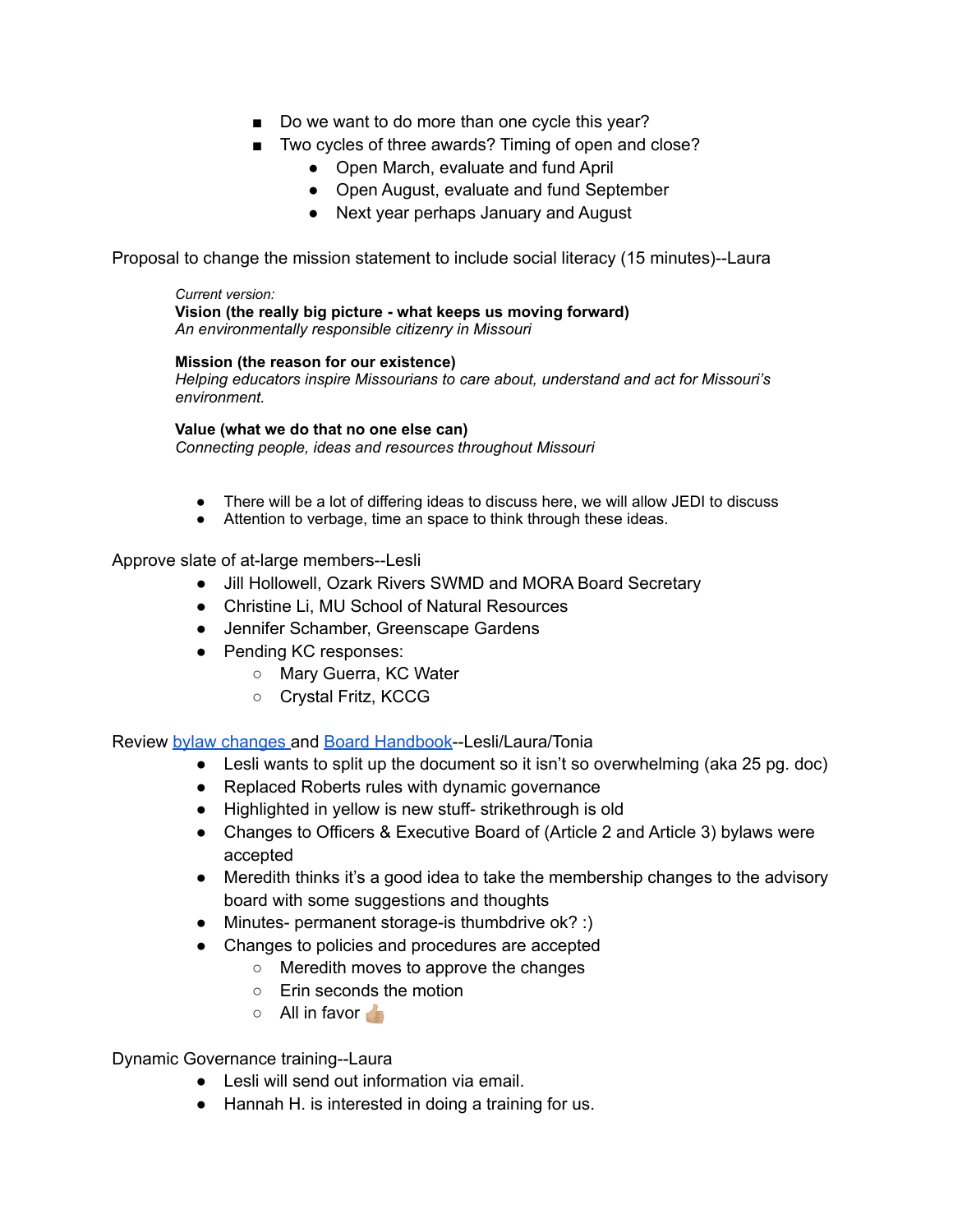- Do we want to do more than one cycle this year?
        - Two cycles of three awards? Timing of open and close?
            - Open March, evaluate and fund April
            - Open August, evaluate and fund September
            - Next year perhaps January and August

Proposal to change the mission statement to include social literacy (15 minutes)--Laura

> *Current version:*
> **Vision (the really big picture - what keeps us moving forward)**
> *An environmentally responsible citizenry in Missouri*
>
> **Mission (the reason for our existence)**
> *Helping educators inspire Missourians to care about, understand and act for Missouri's environment.*
>
> **Value (what we do that no one else can)**
> *Connecting people, ideas and resources throughout Missouri*

- There will be a lot of differing ideas to discuss here, we will allow JEDI to discuss
- Attention to verbage, time an space to think through these ideas.

Approve slate of at-large members--Lesli

- Jill Hollowell, Ozark Rivers SWMD and MORA Board Secretary
- Christine Li, MU School of Natural Resources
- Jennifer Schamber, Greenscape Gardens
- Pending KC responses:
    - Mary Guerra, KC Water
    - Crystal Fritz, KCCG

Review bylaw changes and Board Handbook--Lesli/Laura/Tonia

- Lesli wants to split up the document so it isn't so overwhelming (aka 25 pg. doc)
- Replaced Roberts rules with dynamic governance
- Highlighted in yellow is new stuff- strikethrough is old
- Changes to Officers & Executive Board of (Article 2 and Article 3) bylaws were accepted
- Meredith thinks it's a good idea to take the membership changes to the advisory board with some suggestions and thoughts
- Minutes- permanent storage-is thumbdrive ok? :)
- Changes to policies and procedures are accepted
    - Meredith moves to approve the changes
    - Erin seconds the motion
    - All in favor 👍🏼

Dynamic Governance training--Laura

- Lesli will send out information via email.
- Hannah H. is interested in doing a training for us.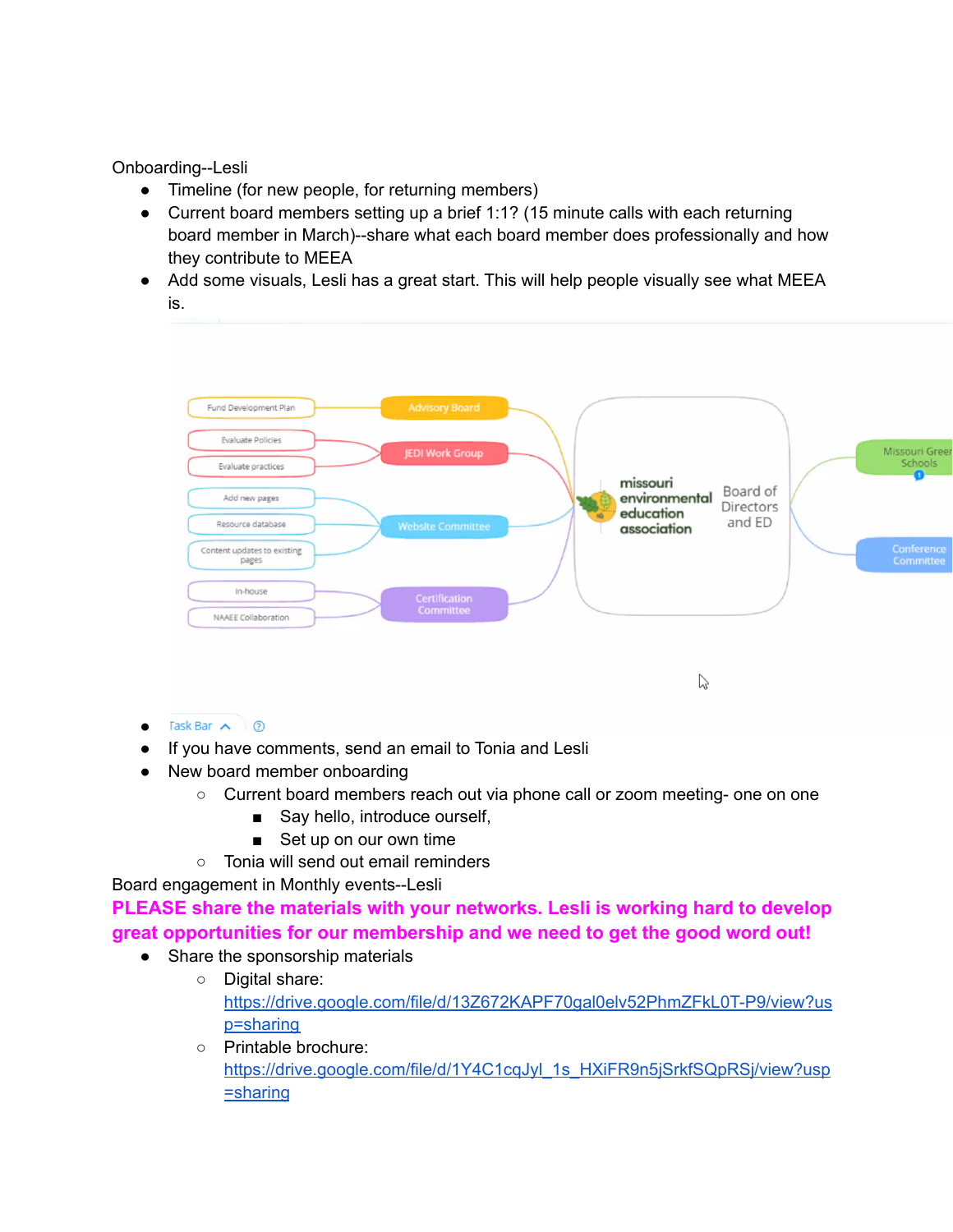Onboarding--Lesli

- Timeline (for new people, for returning members)
- Current board members setting up a brief 1:1? (15 minute calls with each returning board member in March)--share what each board member does professionally and how they contribute to MEEA
- Add some visuals, Lesli has a great start. This will help people visually see what MEEA is.

- Task Bar
- If you have comments, send an email to Tonia and Lesli
- New board member onboarding
  - Current board members reach out via phone call or zoom meeting- one on one
    - Say hello, introduce ourself,
    - Set up on our own time
  - Tonia will send out email reminders

Board engagement in Monthly events--Lesli

**PLEASE share the materials with your networks. Lesli is working hard to develop great opportunities for our membership and we need to get the good word out!**

- Share the sponsorship materials
  - Digital share: https://drive.google.com/file/d/13Z672KAPF70gal0elv52PhmZFkL0T-P9/view?usp=sharing
  - Printable brochure: https://drive.google.com/file/d/1Y4C1cqJyl_1s_HXiFR9n5jSrkfSQpRSj/view?usp=sharing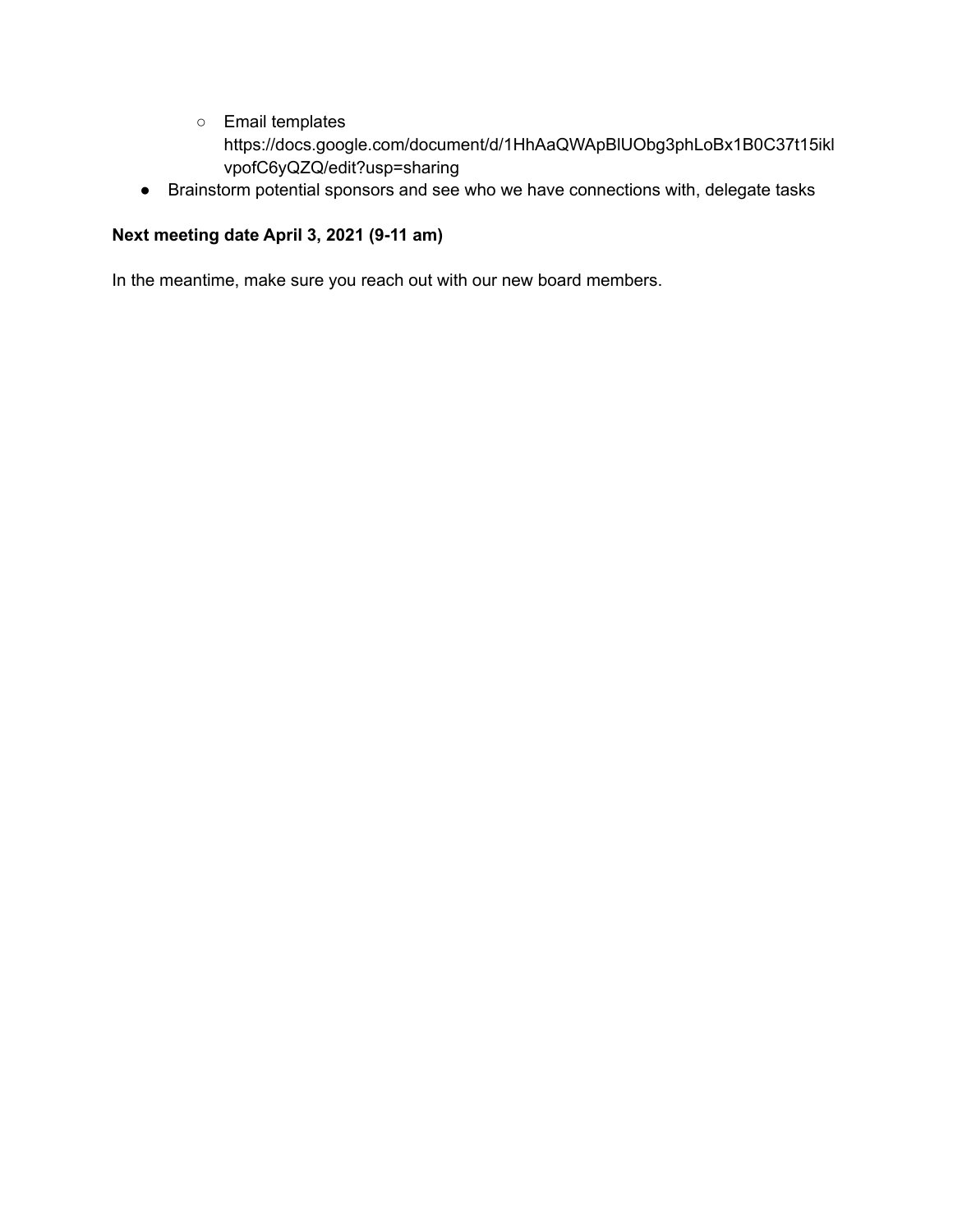- Email templates https://docs.google.com/document/d/1HhAaQWApBlUObg3phLoBx1B0C37t15iklvpofC6yQZQ/edit?usp=sharing
- Brainstorm potential sponsors and see who we have connections with, delegate tasks

**Next meeting date April 3, 2021 (9-11 am)**

In the meantime, make sure you reach out with our new board members.